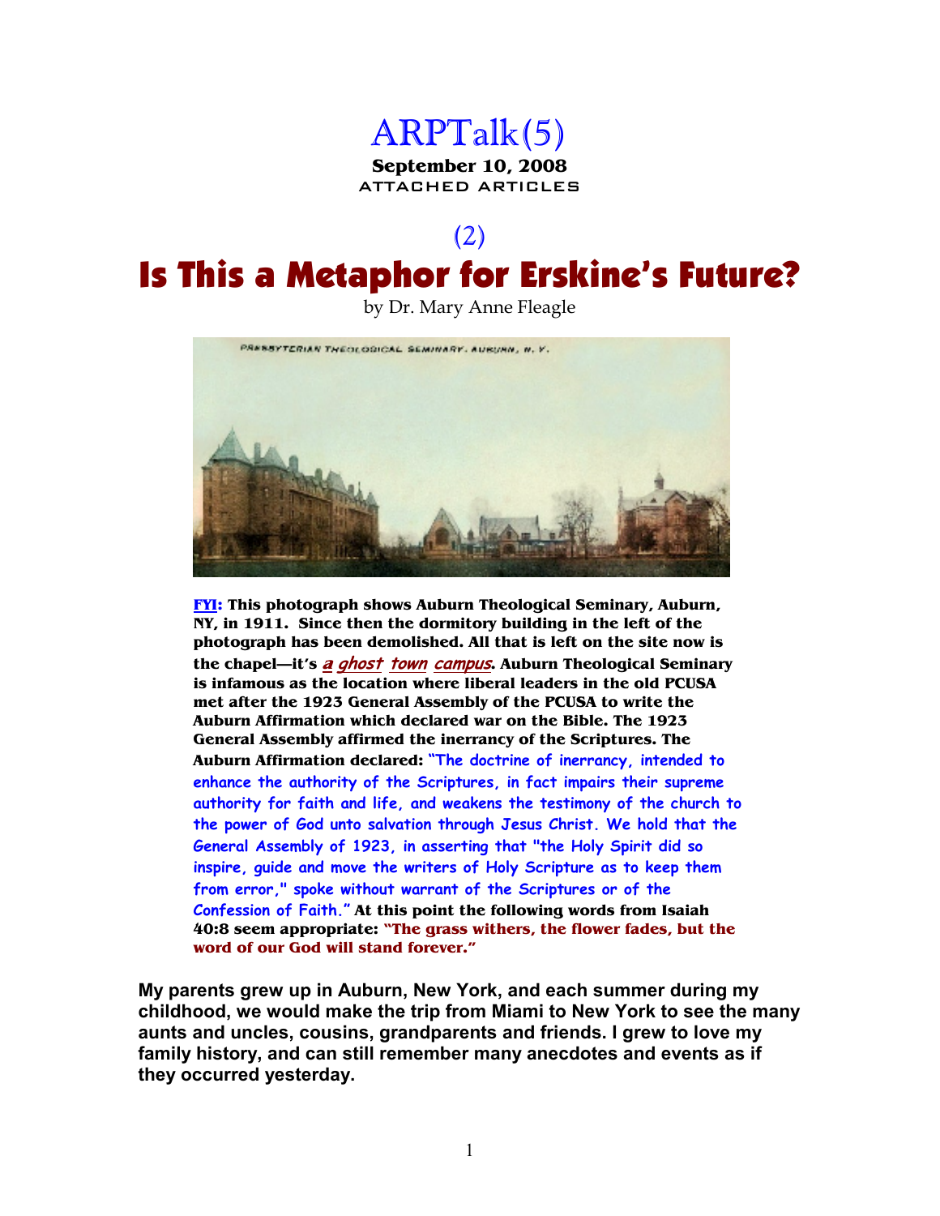# ARPTalk(5)

**September 10, 2008**

ATTACHED ARTICLES

(2)

# Is This a Metaphor for Erskine's Future?

by Dr. Mary Anne Fleagle

PRESBYTERIAN THEOLOGICAL SEMINARY. AUBURN, N. Y.

**FYI: This photograph shows Auburn Theological Seminary, Auburn, NY, in 1911. Since then the dormitory building in the left of the photograph has been demolished. All that is left on the site now is the chapel—it's *a ghost town campus*. Auburn Theological Seminary is infamous as the location where liberal leaders in the old PCUSA met after the 1923 General Assembly of the PCUSA to write the Auburn Affirmation which declared war on the Bible. The 1923 General Assembly affirmed the inerrancy of the Scriptures. The Auburn Affirmation declared:** "The doctrine of inerrancy, intended to enhance the authority of the Scriptures, in fact impairs their supreme authority for faith and life, and weakens the testimony of the church to the power of God unto salvation through Jesus Christ. We hold that the General Assembly of 1923, in asserting that "the Holy Spirit did so inspire, guide and move the writers of Holy Scripture as to keep them from error," spoke without warrant of the Scriptures or of the Confession of Faith." **At this point the following words from Isaiah 40:8 seem appropriate: "The grass withers, the flower fades, but the word of our God will stand forever."**

**My parents grew up in Auburn, New York, and each summer during my childhood, we would make the trip from Miami to New York to see the many aunts and uncles, cousins, grandparents and friends. I grew to love my family history, and can still remember many anecdotes and events as if they occurred yesterday.**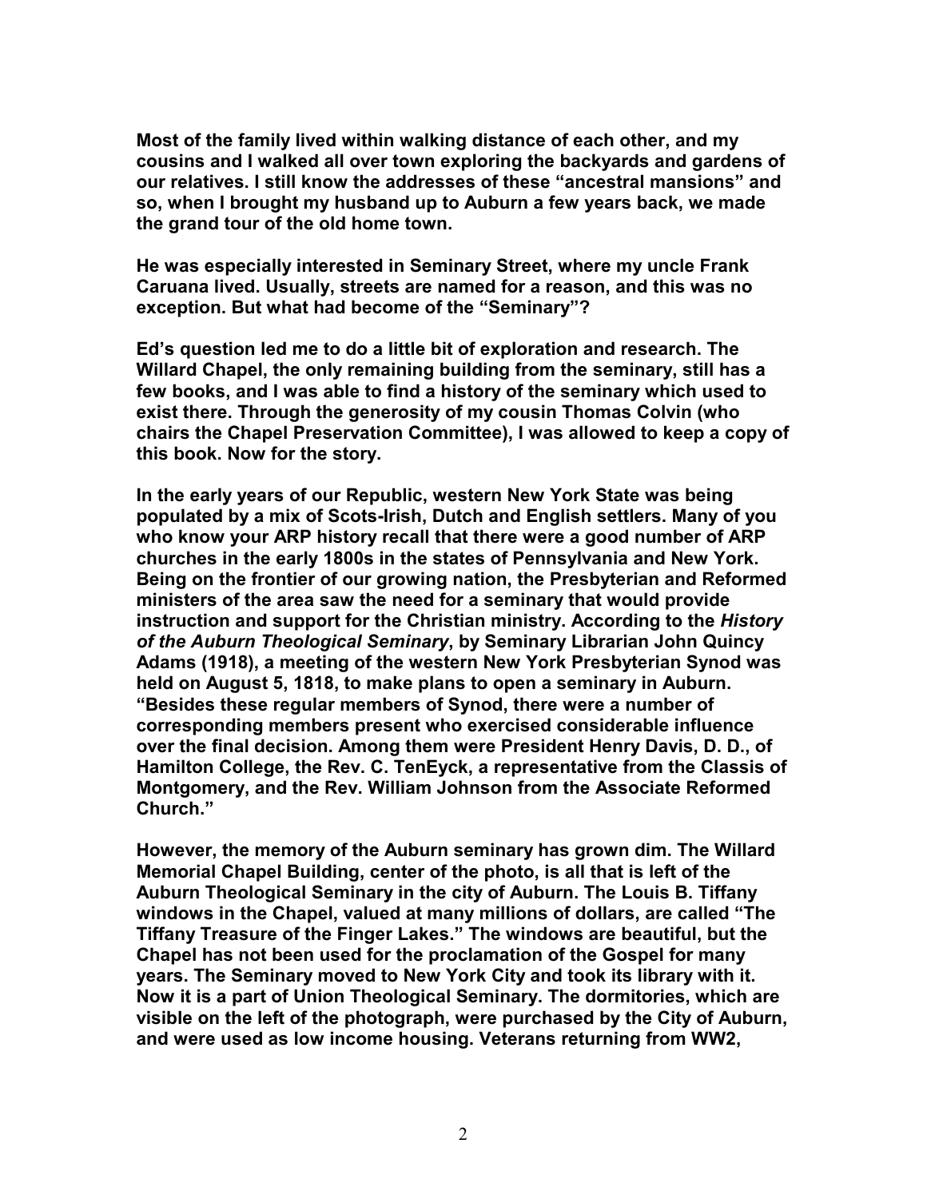**Most of the family lived within walking distance of each other, and my cousins and I walked all over town exploring the backyards and gardens of our relatives. I still know the addresses of these "ancestral mansions" and so, when I brought my husband up to Auburn a few years back, we made the grand tour of the old home town.**

**He was especially interested in Seminary Street, where my uncle Frank Caruana lived. Usually, streets are named for a reason, and this was no exception. But what had become of the "Seminary"?**

**Ed's question led me to do a little bit of exploration and research. The Willard Chapel, the only remaining building from the seminary, still has a few books, and I was able to find a history of the seminary which used to exist there. Through the generosity of my cousin Thomas Colvin (who chairs the Chapel Preservation Committee), I was allowed to keep a copy of this book. Now for the story.**

**In the early years of our Republic, western New York State was being populated by a mix of Scots-Irish, Dutch and English settlers. Many of you who know your ARP history recall that there were a good number of ARP churches in the early 1800s in the states of Pennsylvania and New York. Being on the frontier of our growing nation, the Presbyterian and Reformed ministers of the area saw the need for a seminary that would provide instruction and support for the Christian ministry. According to the *History of the Auburn Theological Seminary*, by Seminary Librarian John Quincy Adams (1918), a meeting of the western New York Presbyterian Synod was held on August 5, 1818, to make plans to open a seminary in Auburn. "Besides these regular members of Synod, there were a number of corresponding members present who exercised considerable influence over the final decision. Among them were President Henry Davis, D. D., of Hamilton College, the Rev. C. TenEyck, a representative from the Classis of Montgomery, and the Rev. William Johnson from the Associate Reformed Church."**

**However, the memory of the Auburn seminary has grown dim. The Willard Memorial Chapel Building, center of the photo, is all that is left of the Auburn Theological Seminary in the city of Auburn. The Louis B. Tiffany windows in the Chapel, valued at many millions of dollars, are called "The Tiffany Treasure of the Finger Lakes." The windows are beautiful, but the Chapel has not been used for the proclamation of the Gospel for many years. The Seminary moved to New York City and took its library with it. Now it is a part of Union Theological Seminary. The dormitories, which are visible on the left of the photograph, were purchased by the City of Auburn, and were used as low income housing. Veterans returning from WW2,**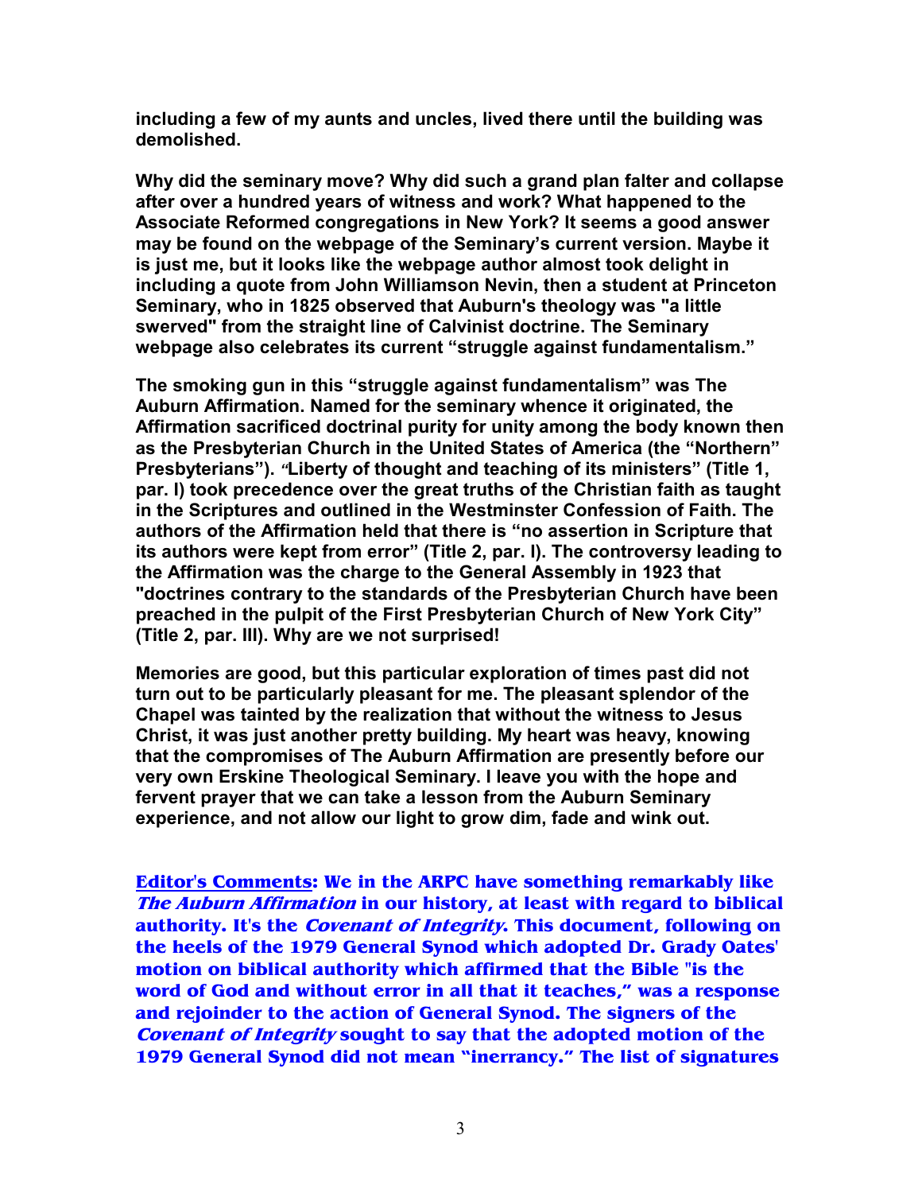**including a few of my aunts and uncles, lived there until the building was demolished.**

**Why did the seminary move? Why did such a grand plan falter and collapse after over a hundred years of witness and work? What happened to the Associate Reformed congregations in New York? It seems a good answer may be found on the webpage of the Seminary's current version. Maybe it is just me, but it looks like the webpage author almost took delight in including a quote from John Williamson Nevin, then a student at Princeton Seminary, who in 1825 observed that Auburn's theology was "a little swerved" from the straight line of Calvinist doctrine. The Seminary webpage also celebrates its current "struggle against fundamentalism."**

**The smoking gun in this "struggle against fundamentalism" was The Auburn Affirmation. Named for the seminary whence it originated, the Affirmation sacrificed doctrinal purity for unity among the body known then as the Presbyterian Church in the United States of America (the "Northern" Presbyterians). *"*Liberty of thought and teaching of its ministers" (Title 1, par. I) took precedence over the great truths of the Christian faith as taught in the Scriptures and outlined in the Westminster Confession of Faith. The authors of the Affirmation held that there is "no assertion in Scripture that its authors were kept from error" (Title 2, par. I). The controversy leading to the Affirmation was the charge to the General Assembly in 1923 that "doctrines contrary to the standards of the Presbyterian Church have been preached in the pulpit of the First Presbyterian Church of New York City" (Title 2, par. III). Why are we not surprised!**

**Memories are good, but this particular exploration of times past did not turn out to be particularly pleasant for me. The pleasant splendor of the Chapel was tainted by the realization that without the witness to Jesus Christ, it was just another pretty building. My heart was heavy, knowing that the compromises of The Auburn Affirmation are presently before our very own Erskine Theological Seminary. I leave you with the hope and fervent prayer that we can take a lesson from the Auburn Seminary experience, and not allow our light to grow dim, fade and wink out.**

**Editor's Comments: We in the ARPC have something remarkably like *The Auburn Affirmation* in our history, at least with regard to biblical authority. It's the *Covenant of Integrity*. This document, following on the heels of the 1979 General Synod which adopted Dr. Grady Oates' motion on biblical authority which affirmed that the Bible "is the word of God and without error in all that it teaches," was a response and rejoinder to the action of General Synod. The signers of the *Covenant of Integrity* sought to say that the adopted motion of the 1979 General Synod did not mean "inerrancy." The list of signatures**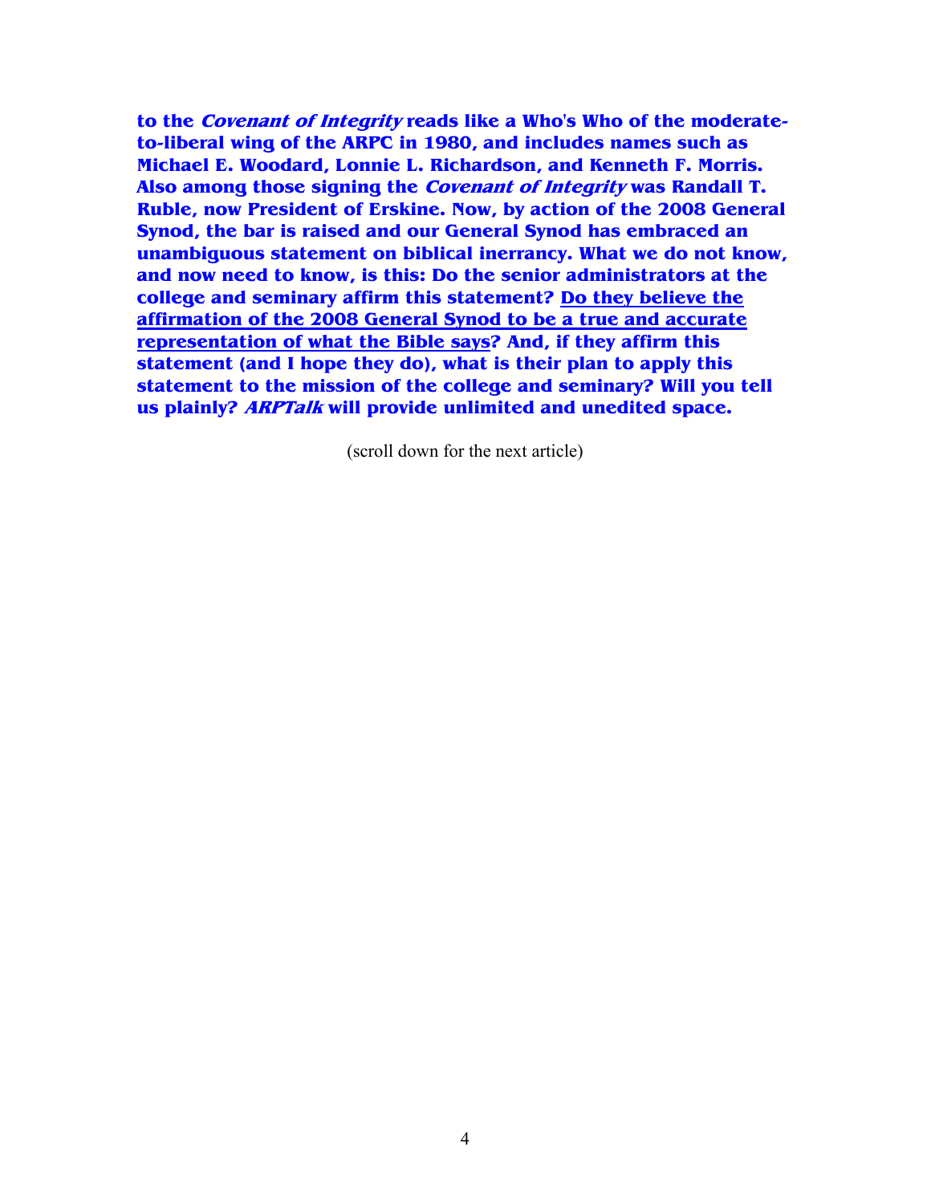**to the *Covenant of Integrity* reads like a Who's Who of the moderate-to-liberal wing of the ARPC in 1980, and includes names such as Michael E. Woodard, Lonnie L. Richardson, and Kenneth F. Morris. Also among those signing the *Covenant of Integrity* was Randall T. Ruble, now President of Erskine. Now, by action of the 2008 General Synod, the bar is raised and our General Synod has embraced an unambiguous statement on biblical inerrancy. What we do not know, and now need to know, is this: Do the senior administrators at the college and seminary affirm this statement? <u>Do they believe the affirmation of the 2008 General Synod to be a true and accurate representation of what the Bible says</u>? And, if they affirm this statement (and I hope they do), what is their plan to apply this statement to the mission of the college and seminary? Will you tell us plainly? *ARPTalk* will provide unlimited and unedited space.**

(scroll down for the next article)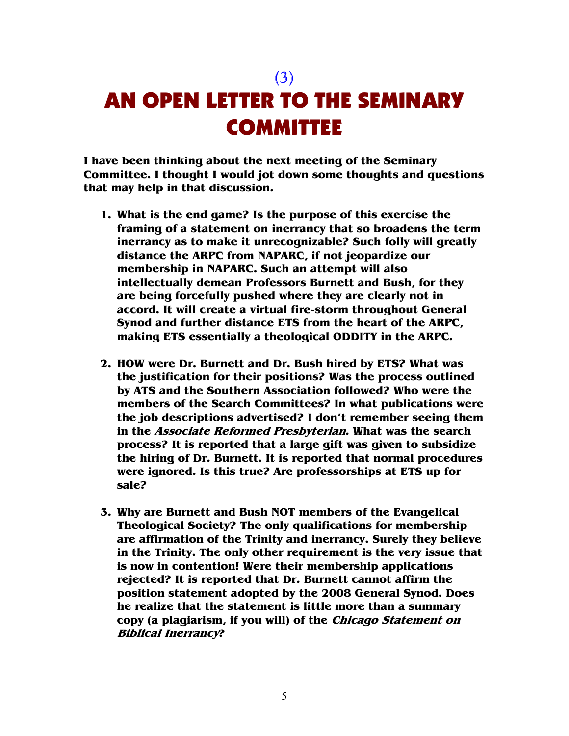(3)

# AN OPEN LETTER TO THE SEMINARY COMMITTEE

**I have been thinking about the next meeting of the Seminary Committee. I thought I would jot down some thoughts and questions that may help in that discussion.**

1. **What is the end game? Is the purpose of this exercise the framing of a statement on inerrancy that so broadens the term inerrancy as to make it unrecognizable? Such folly will greatly distance the ARPC from NAPARC, if not jeopardize our membership in NAPARC. Such an attempt will also intellectually demean Professors Burnett and Bush, for they are being forcefully pushed where they are clearly not in accord. It will create a virtual fire-storm throughout General Synod and further distance ETS from the heart of the ARPC, making ETS essentially a theological ODDITY in the ARPC.**

2. **HOW were Dr. Burnett and Dr. Bush hired by ETS? What was the justification for their positions? Was the process outlined by ATS and the Southern Association followed? Who were the members of the Search Committees? In what publications were the job descriptions advertised? I don't remember seeing them in the *Associate Reformed Presbyterian*. What was the search process? It is reported that a large gift was given to subsidize the hiring of Dr. Burnett. It is reported that normal procedures were ignored. Is this true? Are professorships at ETS up for sale?**

3. **Why are Burnett and Bush NOT members of the Evangelical Theological Society? The only qualifications for membership are affirmation of the Trinity and inerrancy. Surely they believe in the Trinity. The only other requirement is the very issue that is now in contention! Were their membership applications rejected? It is reported that Dr. Burnett cannot affirm the position statement adopted by the 2008 General Synod. Does he realize that the statement is little more than a summary copy (a plagiarism, if you will) of the *Chicago Statement on Biblical Inerrancy*?**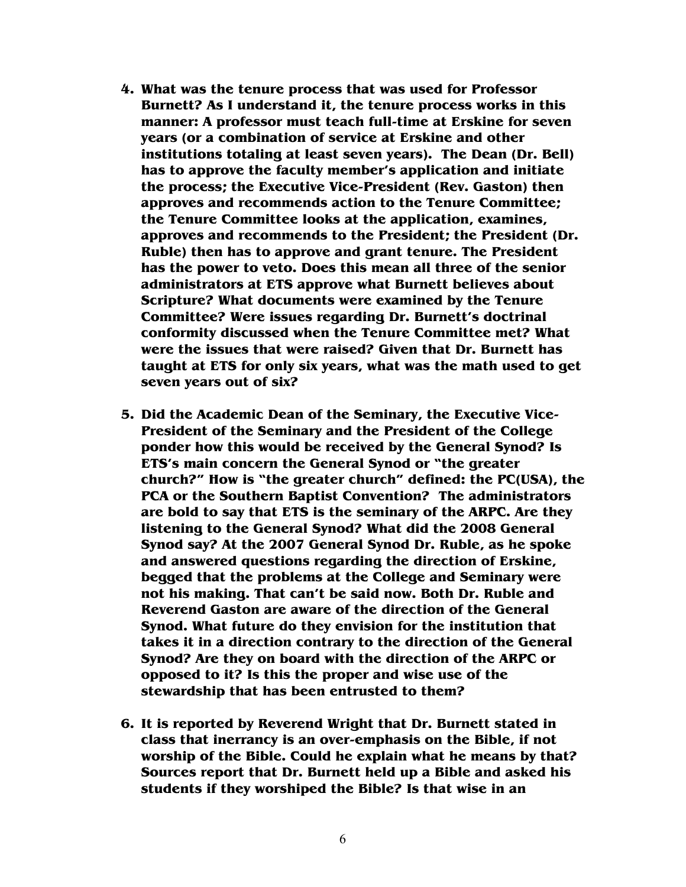4. **What was the tenure process that was used for Professor Burnett? As I understand it, the tenure process works in this manner: A professor must teach full-time at Erskine for seven years (or a combination of service at Erskine and other institutions totaling at least seven years). The Dean (Dr. Bell) has to approve the faculty member's application and initiate the process; the Executive Vice-President (Rev. Gaston) then approves and recommends action to the Tenure Committee; the Tenure Committee looks at the application, examines, approves and recommends to the President; the President (Dr. Ruble) then has to approve and grant tenure. The President has the power to veto. Does this mean all three of the senior administrators at ETS approve what Burnett believes about Scripture? What documents were examined by the Tenure Committee? Were issues regarding Dr. Burnett's doctrinal conformity discussed when the Tenure Committee met? What were the issues that were raised? Given that Dr. Burnett has taught at ETS for only six years, what was the math used to get seven years out of six?**

5. **Did the Academic Dean of the Seminary, the Executive Vice-President of the Seminary and the President of the College ponder how this would be received by the General Synod? Is ETS's main concern the General Synod or "the greater church?" How is "the greater church" defined: the PC(USA), the PCA or the Southern Baptist Convention? The administrators are bold to say that ETS is the seminary of the ARPC. Are they listening to the General Synod? What did the 2008 General Synod say? At the 2007 General Synod Dr. Ruble, as he spoke and answered questions regarding the direction of Erskine, begged that the problems at the College and Seminary were not his making. That can't be said now. Both Dr. Ruble and Reverend Gaston are aware of the direction of the General Synod. What future do they envision for the institution that takes it in a direction contrary to the direction of the General Synod? Are they on board with the direction of the ARPC or opposed to it? Is this the proper and wise use of the stewardship that has been entrusted to them?**

6. **It is reported by Reverend Wright that Dr. Burnett stated in class that inerrancy is an over-emphasis on the Bible, if not worship of the Bible. Could he explain what he means by that? Sources report that Dr. Burnett held up a Bible and asked his students if they worshiped the Bible? Is that wise in an**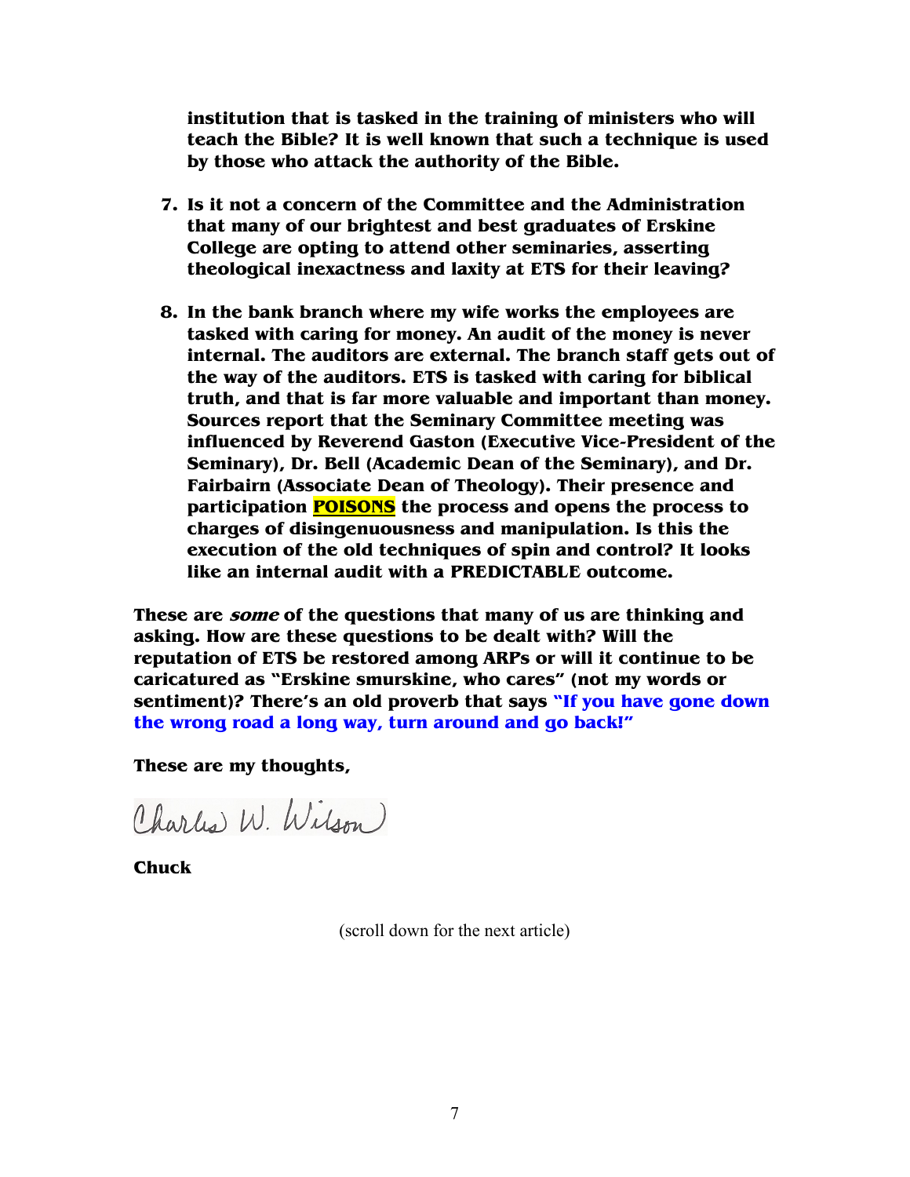**institution that is tasked in the training of ministers who will teach the Bible? It is well known that such a technique is used by those who attack the authority of the Bible.**

7. **Is it not a concern of the Committee and the Administration that many of our brightest and best graduates of Erskine College are opting to attend other seminaries, asserting theological inexactness and laxity at ETS for their leaving?**

8. **In the bank branch where my wife works the employees are tasked with caring for money. An audit of the money is never internal. The auditors are external. The branch staff gets out of the way of the auditors. ETS is tasked with caring for biblical truth, and that is far more valuable and important than money. Sources report that the Seminary Committee meeting was influenced by Reverend Gaston (Executive Vice-President of the Seminary), Dr. Bell (Academic Dean of the Seminary), and Dr. Fairbairn (Associate Dean of Theology). Their presence and participation POISONS the process and opens the process to charges of disingenuousness and manipulation. Is this the execution of the old techniques of spin and control? It looks like an internal audit with a PREDICTABLE outcome.**

**These are *some* of the questions that many of us are thinking and asking. How are these questions to be dealt with? Will the reputation of ETS be restored among ARPs or will it continue to be caricatured as "Erskine smurskine, who cares" (not my words or sentiment)? There's an old proverb that says "If you have gone down the wrong road a long way, turn around and go back!"**

**These are my thoughts,**

Charles W. Wilson

**Chuck**

(scroll down for the next article)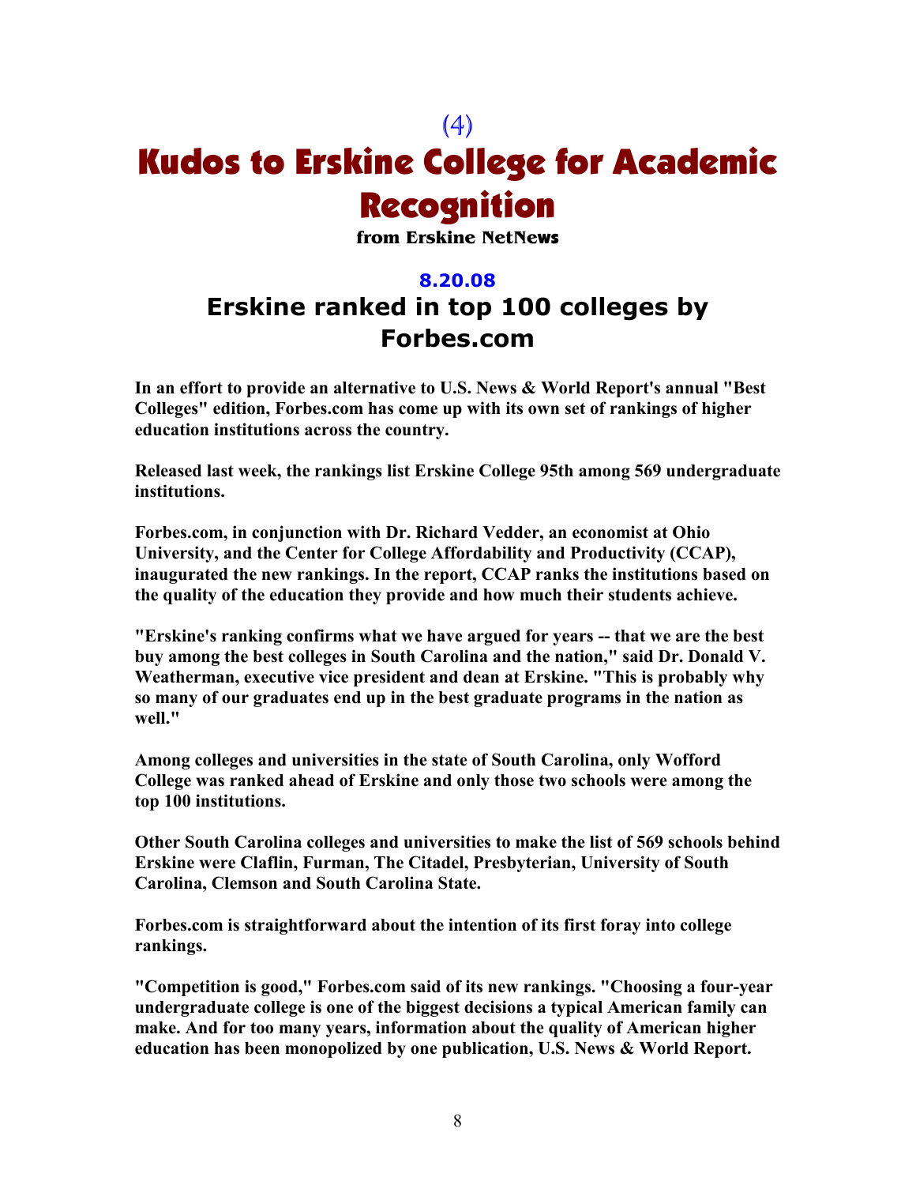(4)

# Kudos to Erskine College for Academic Recognition

**from Erskine NetNews**

**8.20.08**

## Erskine ranked in top 100 colleges by Forbes.com

**In an effort to provide an alternative to U.S. News & World Report's annual "Best Colleges" edition, Forbes.com has come up with its own set of rankings of higher education institutions across the country.**

**Released last week, the rankings list Erskine College 95th among 569 undergraduate institutions.**

**Forbes.com, in conjunction with Dr. Richard Vedder, an economist at Ohio University, and the Center for College Affordability and Productivity (CCAP), inaugurated the new rankings. In the report, CCAP ranks the institutions based on the quality of the education they provide and how much their students achieve.**

**"Erskine's ranking confirms what we have argued for years -- that we are the best buy among the best colleges in South Carolina and the nation," said Dr. Donald V. Weatherman, executive vice president and dean at Erskine. "This is probably why so many of our graduates end up in the best graduate programs in the nation as well."**

**Among colleges and universities in the state of South Carolina, only Wofford College was ranked ahead of Erskine and only those two schools were among the top 100 institutions.**

**Other South Carolina colleges and universities to make the list of 569 schools behind Erskine were Claflin, Furman, The Citadel, Presbyterian, University of South Carolina, Clemson and South Carolina State.**

**Forbes.com is straightforward about the intention of its first foray into college rankings.**

**"Competition is good," Forbes.com said of its new rankings. "Choosing a four-year undergraduate college is one of the biggest decisions a typical American family can make. And for too many years, information about the quality of American higher education has been monopolized by one publication, U.S. News & World Report.**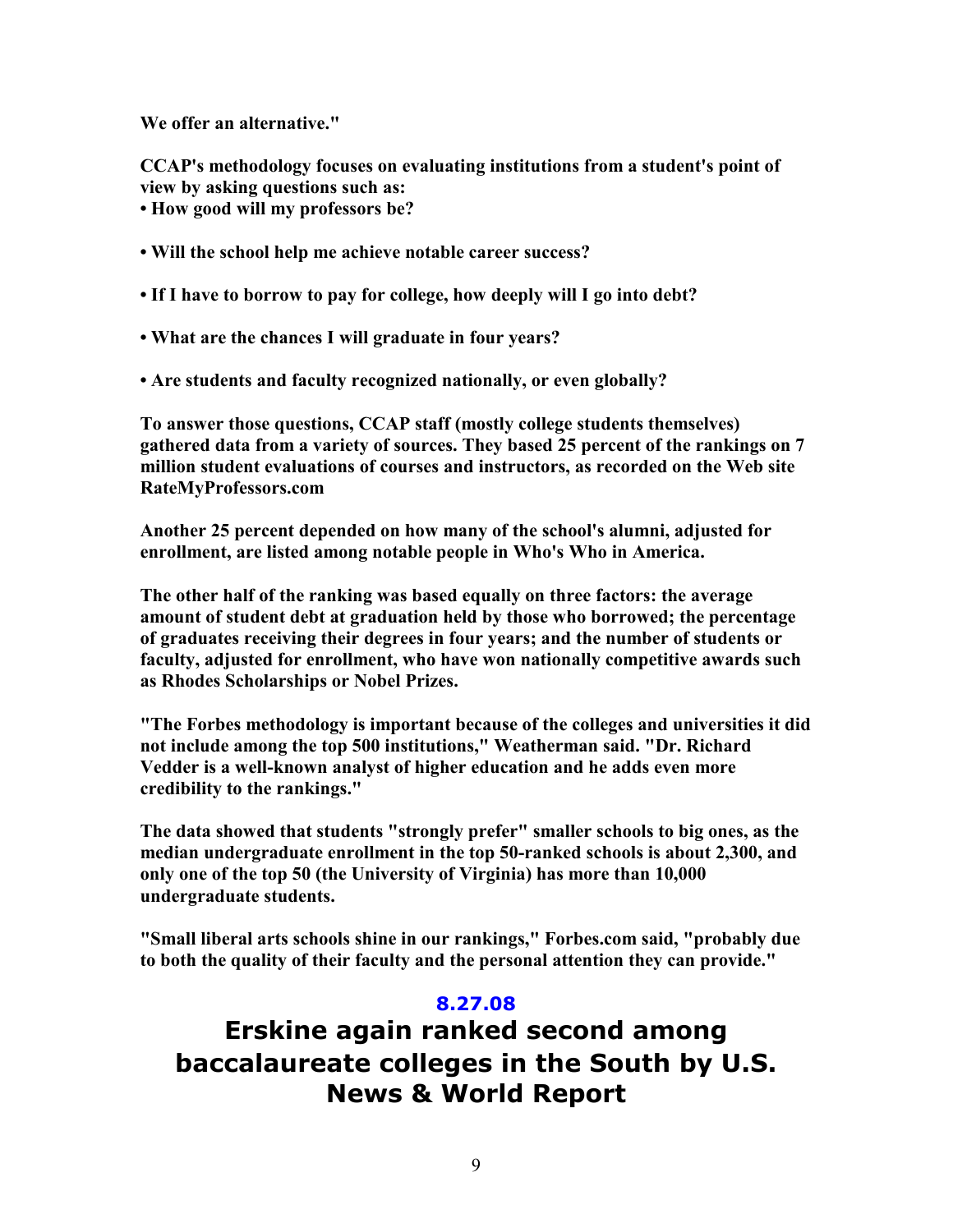**We offer an alternative."**

**CCAP's methodology focuses on evaluating institutions from a student's point of view by asking questions such as:**

- **How good will my professors be?**
- **Will the school help me achieve notable career success?**
- **If I have to borrow to pay for college, how deeply will I go into debt?**
- **What are the chances I will graduate in four years?**
- **Are students and faculty recognized nationally, or even globally?**

**To answer those questions, CCAP staff (mostly college students themselves) gathered data from a variety of sources. They based 25 percent of the rankings on 7 million student evaluations of courses and instructors, as recorded on the Web site RateMyProfessors.com**

**Another 25 percent depended on how many of the school's alumni, adjusted for enrollment, are listed among notable people in Who's Who in America.**

**The other half of the ranking was based equally on three factors: the average amount of student debt at graduation held by those who borrowed; the percentage of graduates receiving their degrees in four years; and the number of students or faculty, adjusted for enrollment, who have won nationally competitive awards such as Rhodes Scholarships or Nobel Prizes.**

**"The Forbes methodology is important because of the colleges and universities it did not include among the top 500 institutions," Weatherman said. "Dr. Richard Vedder is a well-known analyst of higher education and he adds even more credibility to the rankings."**

**The data showed that students "strongly prefer" smaller schools to big ones, as the median undergraduate enrollment in the top 50-ranked schools is about 2,300, and only one of the top 50 (the University of Virginia) has more than 10,000 undergraduate students.**

**"Small liberal arts schools shine in our rankings," Forbes.com said, "probably due to both the quality of their faculty and the personal attention they can provide."**

**8.27.08**

# Erskine again ranked second among baccalaureate colleges in the South by U.S. News & World Report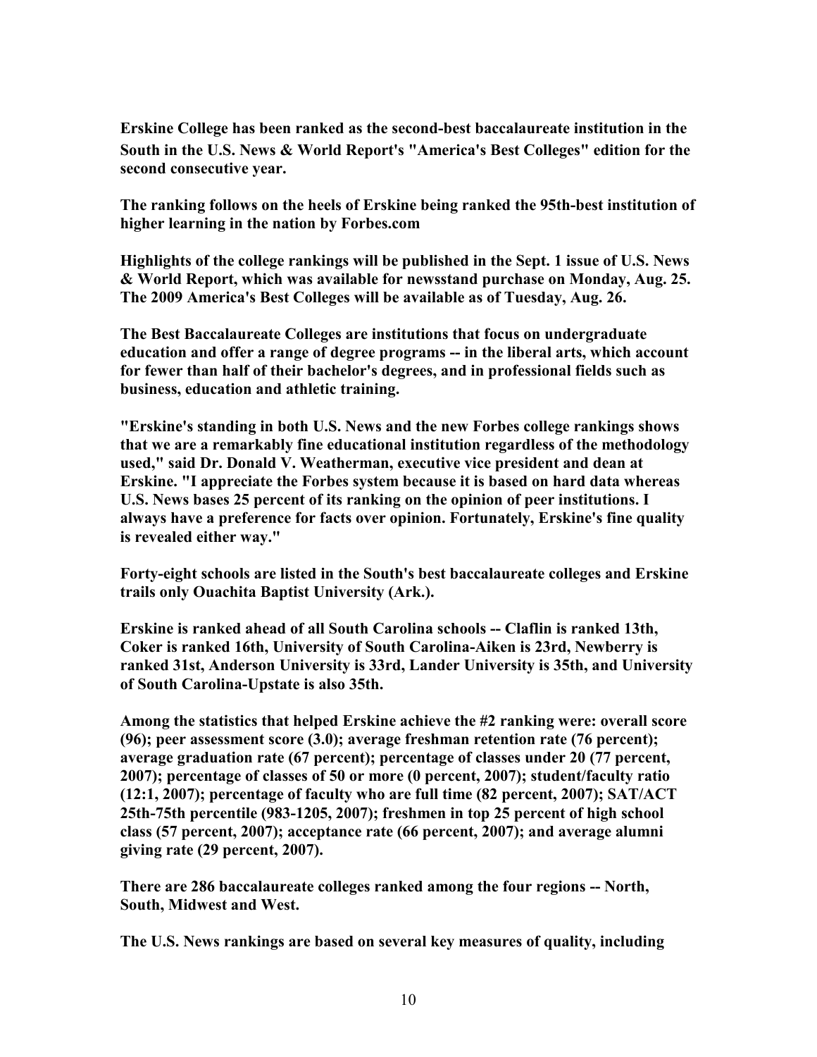**Erskine College has been ranked as the second-best baccalaureate institution in the South in the U.S. News & World Report's "America's Best Colleges" edition for the second consecutive year.**

**The ranking follows on the heels of Erskine being ranked the 95th-best institution of higher learning in the nation by Forbes.com**

**Highlights of the college rankings will be published in the Sept. 1 issue of U.S. News & World Report, which was available for newsstand purchase on Monday, Aug. 25. The 2009 America's Best Colleges will be available as of Tuesday, Aug. 26.**

**The Best Baccalaureate Colleges are institutions that focus on undergraduate education and offer a range of degree programs -- in the liberal arts, which account for fewer than half of their bachelor's degrees, and in professional fields such as business, education and athletic training.**

**"Erskine's standing in both U.S. News and the new Forbes college rankings shows that we are a remarkably fine educational institution regardless of the methodology used," said Dr. Donald V. Weatherman, executive vice president and dean at Erskine. "I appreciate the Forbes system because it is based on hard data whereas U.S. News bases 25 percent of its ranking on the opinion of peer institutions. I always have a preference for facts over opinion. Fortunately, Erskine's fine quality is revealed either way."**

**Forty-eight schools are listed in the South's best baccalaureate colleges and Erskine trails only Ouachita Baptist University (Ark.).**

**Erskine is ranked ahead of all South Carolina schools -- Claflin is ranked 13th, Coker is ranked 16th, University of South Carolina-Aiken is 23rd, Newberry is ranked 31st, Anderson University is 33rd, Lander University is 35th, and University of South Carolina-Upstate is also 35th.**

**Among the statistics that helped Erskine achieve the #2 ranking were: overall score (96); peer assessment score (3.0); average freshman retention rate (76 percent); average graduation rate (67 percent); percentage of classes under 20 (77 percent, 2007); percentage of classes of 50 or more (0 percent, 2007); student/faculty ratio (12:1, 2007); percentage of faculty who are full time (82 percent, 2007); SAT/ACT 25th-75th percentile (983-1205, 2007); freshmen in top 25 percent of high school class (57 percent, 2007); acceptance rate (66 percent, 2007); and average alumni giving rate (29 percent, 2007).**

**There are 286 baccalaureate colleges ranked among the four regions -- North, South, Midwest and West.**

**The U.S. News rankings are based on several key measures of quality, including**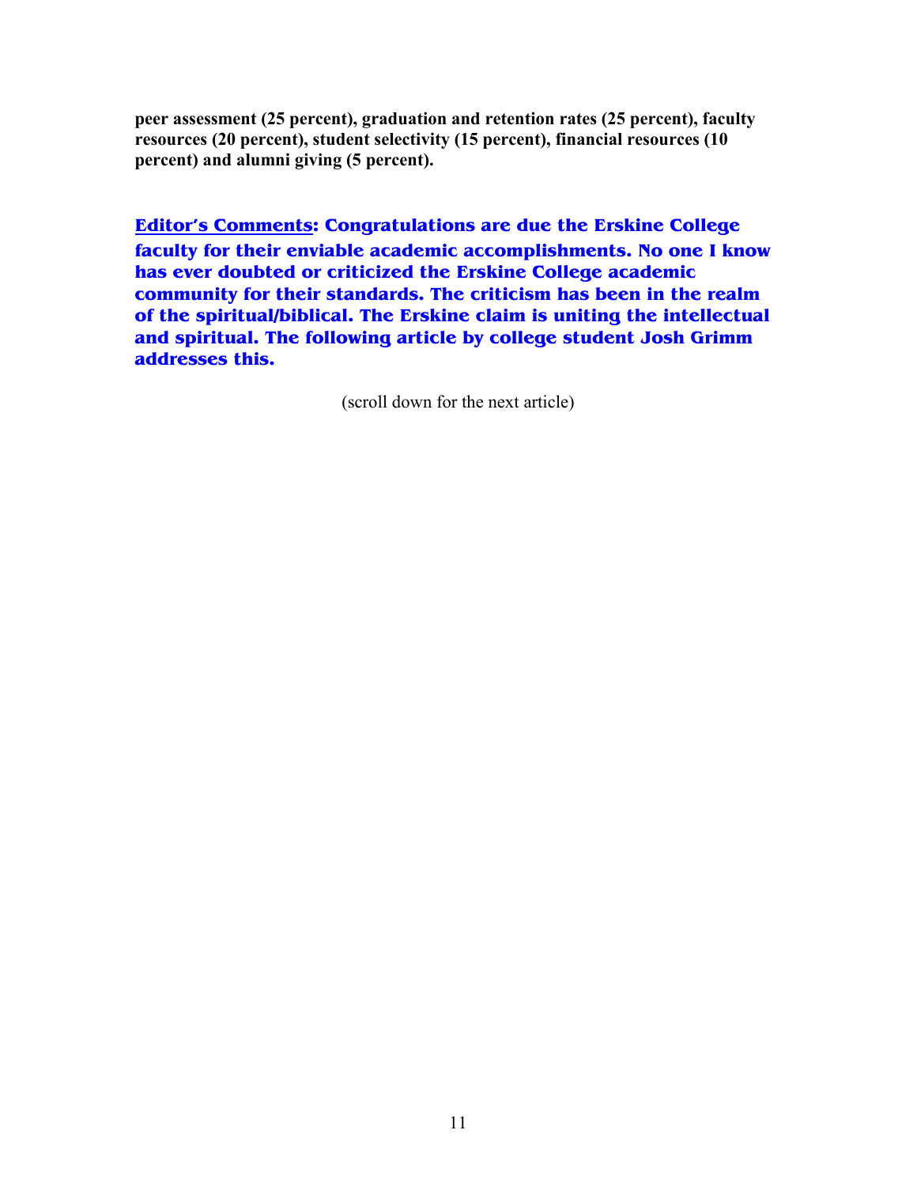**peer assessment (25 percent), graduation and retention rates (25 percent), faculty resources (20 percent), student selectivity (15 percent), financial resources (10 percent) and alumni giving (5 percent).**

**Editor's Comments: Congratulations are due the Erskine College faculty for their enviable academic accomplishments. No one I know has ever doubted or criticized the Erskine College academic community for their standards. The criticism has been in the realm of the spiritual/biblical. The Erskine claim is uniting the intellectual and spiritual. The following article by college student Josh Grimm addresses this.**

(scroll down for the next article)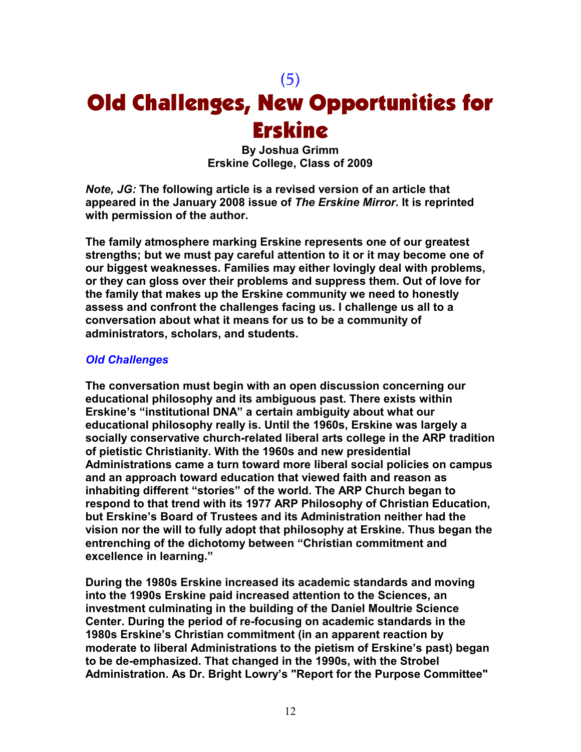(5)

# Old Challenges, New Opportunities for Erskine

**By Joshua Grimm**
**Erskine College, Class of 2009**

***Note, JG:* The following article is a revised version of an article that appeared in the January 2008 issue of *The Erskine Mirror*. It is reprinted with permission of the author.**

**The family atmosphere marking Erskine represents one of our greatest strengths; but we must pay careful attention to it or it may become one of our biggest weaknesses. Families may either lovingly deal with problems, or they can gloss over their problems and suppress them. Out of love for the family that makes up the Erskine community we need to honestly assess and confront the challenges facing us. I challenge us all to a conversation about what it means for us to be a community of administrators, scholars, and students.**

## *Old Challenges*

**The conversation must begin with an open discussion concerning our educational philosophy and its ambiguous past. There exists within Erskine's "institutional DNA" a certain ambiguity about what our educational philosophy really is. Until the 1960s, Erskine was largely a socially conservative church-related liberal arts college in the ARP tradition of pietistic Christianity. With the 1960s and new presidential Administrations came a turn toward more liberal social policies on campus and an approach toward education that viewed faith and reason as inhabiting different "stories" of the world. The ARP Church began to respond to that trend with its 1977 ARP Philosophy of Christian Education, but Erskine's Board of Trustees and its Administration neither had the vision nor the will to fully adopt that philosophy at Erskine. Thus began the entrenching of the dichotomy between "Christian commitment and excellence in learning."**

**During the 1980s Erskine increased its academic standards and moving into the 1990s Erskine paid increased attention to the Sciences, an investment culminating in the building of the Daniel Moultrie Science Center. During the period of re-focusing on academic standards in the 1980s Erskine's Christian commitment (in an apparent reaction by moderate to liberal Administrations to the pietism of Erskine's past) began to be de-emphasized. That changed in the 1990s, with the Strobel Administration. As Dr. Bright Lowry's "Report for the Purpose Committee"**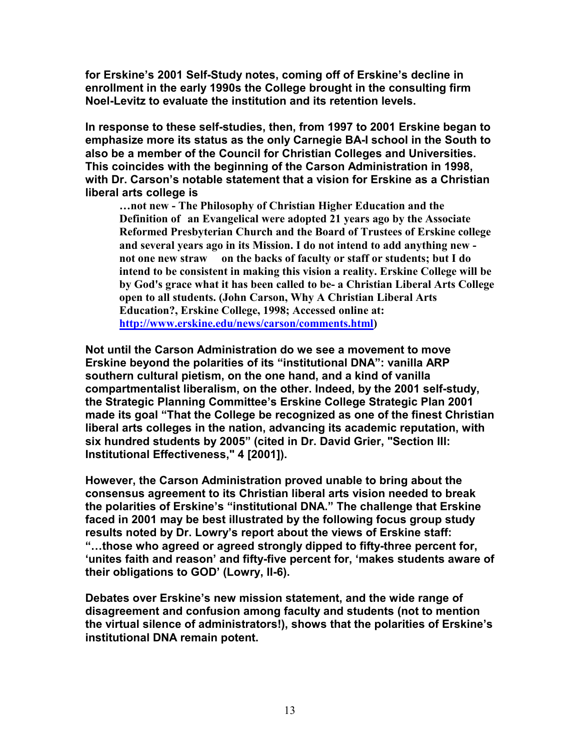**for Erskine's 2001 Self-Study notes, coming off of Erskine's decline in enrollment in the early 1990s the College brought in the consulting firm Noel-Levitz to evaluate the institution and its retention levels.**

**In response to these self-studies, then, from 1997 to 2001 Erskine began to emphasize more its status as the only Carnegie BA-I school in the South to also be a member of the Council for Christian Colleges and Universities. This coincides with the beginning of the Carson Administration in 1998, with Dr. Carson's notable statement that a vision for Erskine as a Christian liberal arts college is**

> **…not new - The Philosophy of Christian Higher Education and the Definition of an Evangelical were adopted 21 years ago by the Associate Reformed Presbyterian Church and the Board of Trustees of Erskine college and several years ago in its Mission. I do not intend to add anything new - not one new straw on the backs of faculty or staff or students; but I do intend to be consistent in making this vision a reality. Erskine College will be by God's grace what it has been called to be- a Christian Liberal Arts College open to all students. (John Carson, Why A Christian Liberal Arts Education?, Erskine College, 1998; Accessed online at: [http://www.erskine.edu/news/carson/comments.html](http://www.erskine.edu/news/carson/comments.html))**

**Not until the Carson Administration do we see a movement to move Erskine beyond the polarities of its "institutional DNA": vanilla ARP southern cultural pietism, on the one hand, and a kind of vanilla compartmentalist liberalism, on the other. Indeed, by the 2001 self-study, the Strategic Planning Committee's Erskine College Strategic Plan 2001 made its goal "That the College be recognized as one of the finest Christian liberal arts colleges in the nation, advancing its academic reputation, with six hundred students by 2005" (cited in Dr. David Grier, "Section III: Institutional Effectiveness," 4 [2001]).**

**However, the Carson Administration proved unable to bring about the consensus agreement to its Christian liberal arts vision needed to break the polarities of Erskine's "institutional DNA." The challenge that Erskine faced in 2001 may be best illustrated by the following focus group study results noted by Dr. Lowry's report about the views of Erskine staff: "…those who agreed or agreed strongly dipped to fifty-three percent for, 'unites faith and reason' and fifty-five percent for, 'makes students aware of their obligations to GOD' (Lowry, II-6).**

**Debates over Erskine's new mission statement, and the wide range of disagreement and confusion among faculty and students (not to mention the virtual silence of administrators!), shows that the polarities of Erskine's institutional DNA remain potent.**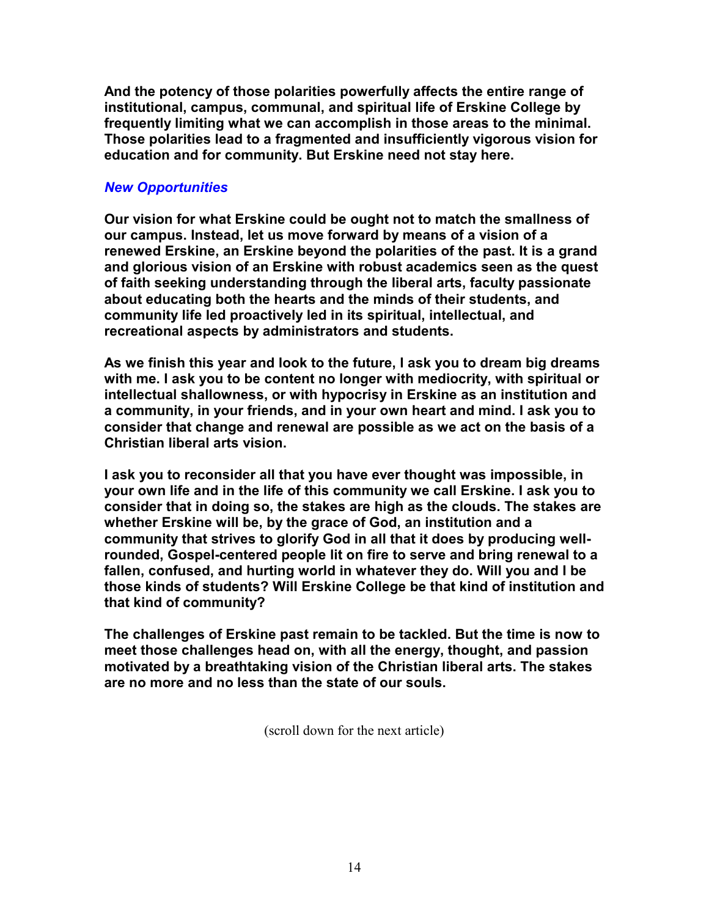**And the potency of those polarities powerfully affects the entire range of institutional, campus, communal, and spiritual life of Erskine College by frequently limiting what we can accomplish in those areas to the minimal. Those polarities lead to a fragmented and insufficiently vigorous vision for education and for community. But Erskine need not stay here.**

### ***New Opportunities***

**Our vision for what Erskine could be ought not to match the smallness of our campus. Instead, let us move forward by means of a vision of a renewed Erskine, an Erskine beyond the polarities of the past. It is a grand and glorious vision of an Erskine with robust academics seen as the quest of faith seeking understanding through the liberal arts, faculty passionate about educating both the hearts and the minds of their students, and community life led proactively led in its spiritual, intellectual, and recreational aspects by administrators and students.**

**As we finish this year and look to the future, I ask you to dream big dreams with me. I ask you to be content no longer with mediocrity, with spiritual or intellectual shallowness, or with hypocrisy in Erskine as an institution and a community, in your friends, and in your own heart and mind. I ask you to consider that change and renewal are possible as we act on the basis of a Christian liberal arts vision.**

**I ask you to reconsider all that you have ever thought was impossible, in your own life and in the life of this community we call Erskine. I ask you to consider that in doing so, the stakes are high as the clouds. The stakes are whether Erskine will be, by the grace of God, an institution and a community that strives to glorify God in all that it does by producing well-rounded, Gospel-centered people lit on fire to serve and bring renewal to a fallen, confused, and hurting world in whatever they do. Will you and I be those kinds of students? Will Erskine College be that kind of institution and that kind of community?**

**The challenges of Erskine past remain to be tackled. But the time is now to meet those challenges head on, with all the energy, thought, and passion motivated by a breathtaking vision of the Christian liberal arts. The stakes are no more and no less than the state of our souls.**

(scroll down for the next article)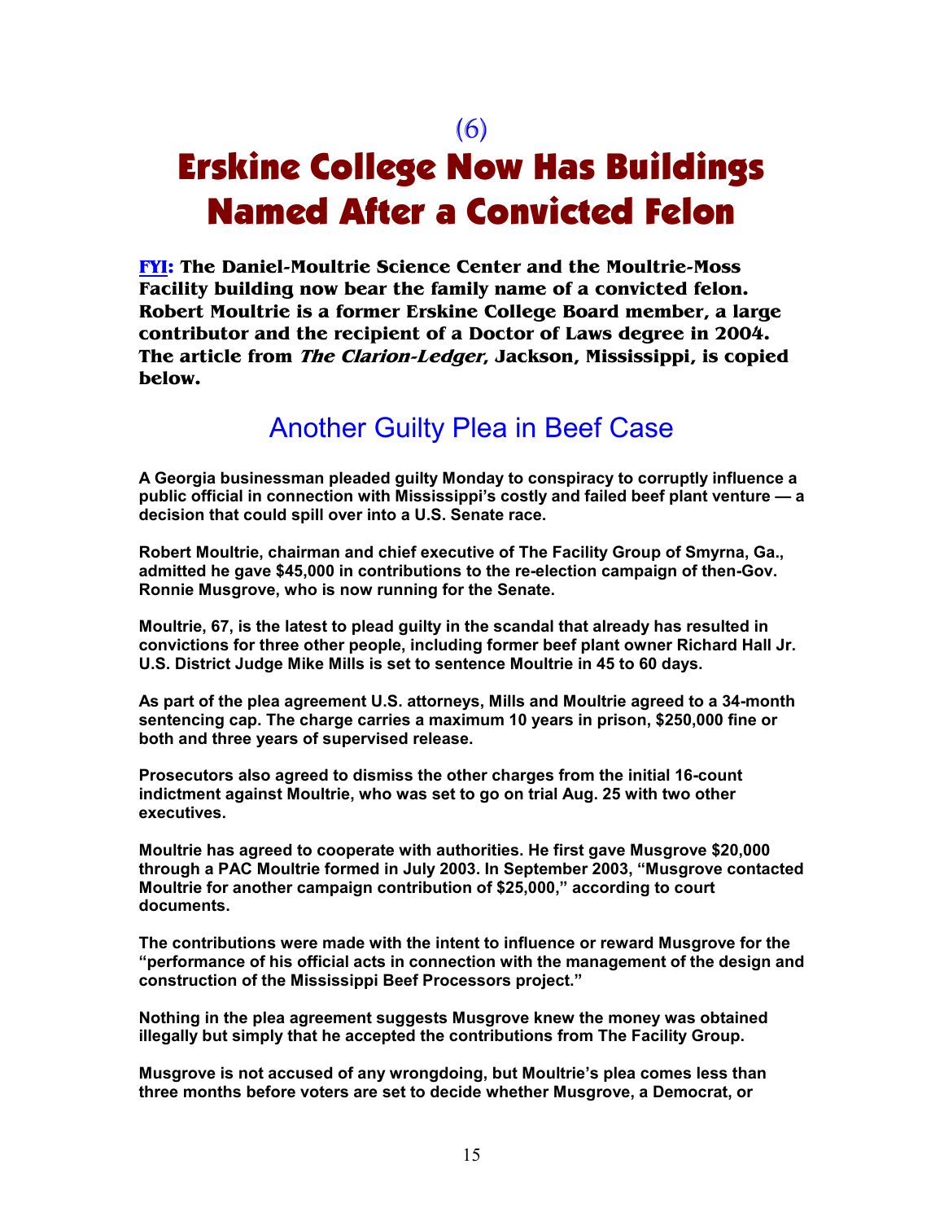(6)

# Erskine College Now Has Buildings Named After a Convicted Felon

**FYI: The Daniel-Moultrie Science Center and the Moultrie-Moss Facility building now bear the family name of a convicted felon. Robert Moultrie is a former Erskine College Board member, a large contributor and the recipient of a Doctor of Laws degree in 2004. The article from *The Clarion-Ledger*, Jackson, Mississippi, is copied below.**

## Another Guilty Plea in Beef Case

**A Georgia businessman pleaded guilty Monday to conspiracy to corruptly influence a public official in connection with Mississippi's costly and failed beef plant venture — a decision that could spill over into a U.S. Senate race.**

**Robert Moultrie, chairman and chief executive of The Facility Group of Smyrna, Ga., admitted he gave $45,000 in contributions to the re-election campaign of then-Gov. Ronnie Musgrove, who is now running for the Senate.**

**Moultrie, 67, is the latest to plead guilty in the scandal that already has resulted in convictions for three other people, including former beef plant owner Richard Hall Jr. U.S. District Judge Mike Mills is set to sentence Moultrie in 45 to 60 days.**

**As part of the plea agreement U.S. attorneys, Mills and Moultrie agreed to a 34-month sentencing cap. The charge carries a maximum 10 years in prison, $250,000 fine or both and three years of supervised release.**

**Prosecutors also agreed to dismiss the other charges from the initial 16-count indictment against Moultrie, who was set to go on trial Aug. 25 with two other executives.**

**Moultrie has agreed to cooperate with authorities. He first gave Musgrove $20,000 through a PAC Moultrie formed in July 2003. In September 2003, "Musgrove contacted Moultrie for another campaign contribution of $25,000," according to court documents.**

**The contributions were made with the intent to influence or reward Musgrove for the "performance of his official acts in connection with the management of the design and construction of the Mississippi Beef Processors project."**

**Nothing in the plea agreement suggests Musgrove knew the money was obtained illegally but simply that he accepted the contributions from The Facility Group.**

**Musgrove is not accused of any wrongdoing, but Moultrie's plea comes less than three months before voters are set to decide whether Musgrove, a Democrat, or**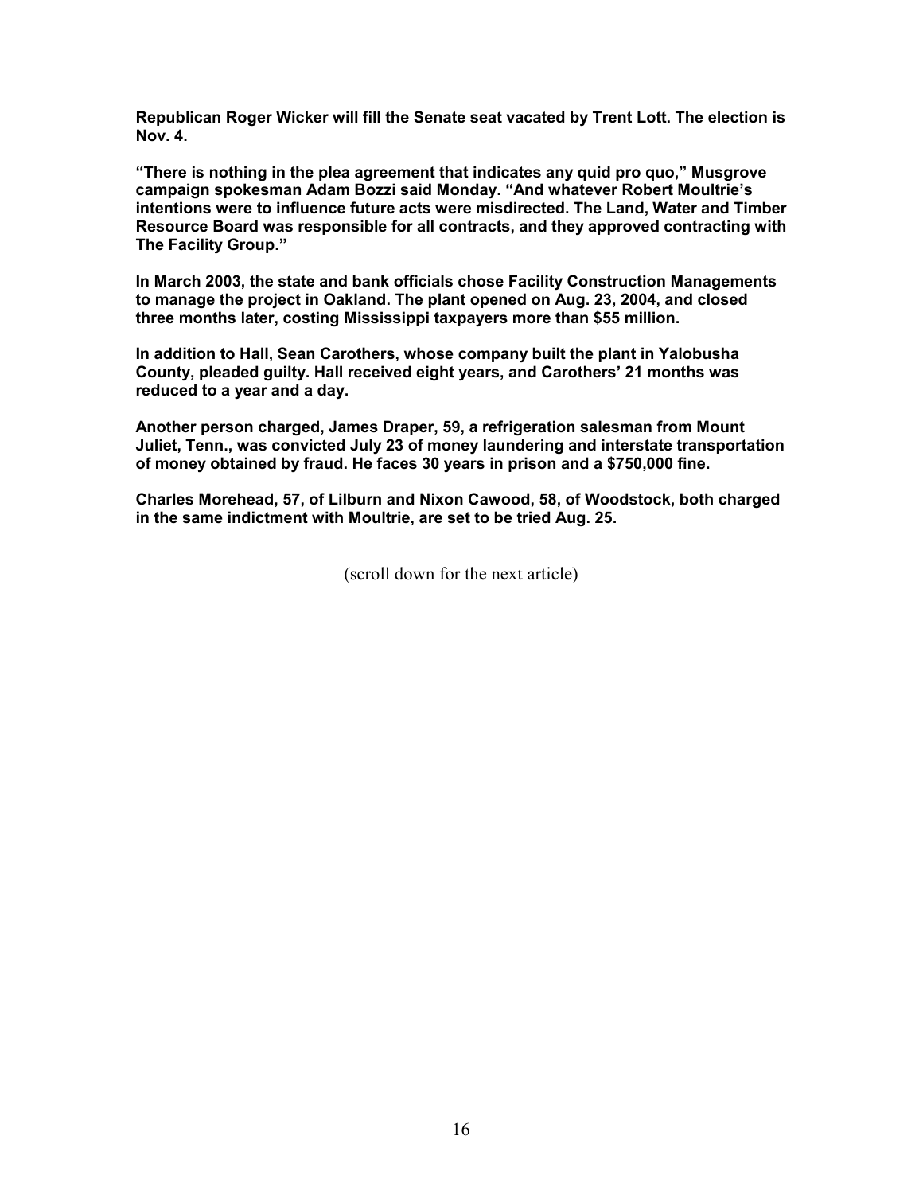**Republican Roger Wicker will fill the Senate seat vacated by Trent Lott. The election is Nov. 4.**

**“There is nothing in the plea agreement that indicates any quid pro quo,” Musgrove campaign spokesman Adam Bozzi said Monday. “And whatever Robert Moultrie’s intentions were to influence future acts were misdirected. The Land, Water and Timber Resource Board was responsible for all contracts, and they approved contracting with The Facility Group.”**

**In March 2003, the state and bank officials chose Facility Construction Managements to manage the project in Oakland. The plant opened on Aug. 23, 2004, and closed three months later, costing Mississippi taxpayers more than $55 million.**

**In addition to Hall, Sean Carothers, whose company built the plant in Yalobusha County, pleaded guilty. Hall received eight years, and Carothers’ 21 months was reduced to a year and a day.**

**Another person charged, James Draper, 59, a refrigeration salesman from Mount Juliet, Tenn., was convicted July 23 of money laundering and interstate transportation of money obtained by fraud. He faces 30 years in prison and a $750,000 fine.**

**Charles Morehead, 57, of Lilburn and Nixon Cawood, 58, of Woodstock, both charged in the same indictment with Moultrie, are set to be tried Aug. 25.**

(scroll down for the next article)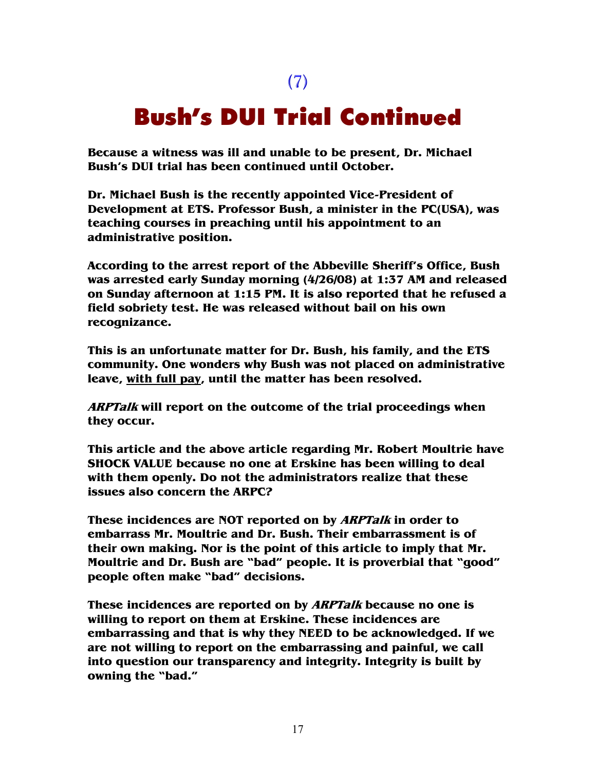(7)

# Bush's DUI Trial Continued

**Because a witness was ill and unable to be present, Dr. Michael Bush's DUI trial has been continued until October.**

**Dr. Michael Bush is the recently appointed Vice-President of Development at ETS. Professor Bush, a minister in the PC(USA), was teaching courses in preaching until his appointment to an administrative position.**

**According to the arrest report of the Abbeville Sheriff's Office, Bush was arrested early Sunday morning (4/26/08) at 1:37 AM and released on Sunday afternoon at 1:15 PM. It is also reported that he refused a field sobriety test. He was released without bail on his own recognizance.**

**This is an unfortunate matter for Dr. Bush, his family, and the ETS community. One wonders why Bush was not placed on administrative leave, <u>with full pay</u>, until the matter has been resolved.**

***ARPTalk* will report on the outcome of the trial proceedings when they occur.**

**This article and the above article regarding Mr. Robert Moultrie have SHOCK VALUE because no one at Erskine has been willing to deal with them openly. Do not the administrators realize that these issues also concern the ARPC?**

**These incidences are NOT reported on by *ARPTalk* in order to embarrass Mr. Moultrie and Dr. Bush. Their embarrassment is of their own making. Nor is the point of this article to imply that Mr. Moultrie and Dr. Bush are "bad" people. It is proverbial that "good" people often make "bad" decisions.**

**These incidences are reported on by *ARPTalk* because no one is willing to report on them at Erskine. These incidences are embarrassing and that is why they NEED to be acknowledged. If we are not willing to report on the embarrassing and painful, we call into question our transparency and integrity. Integrity is built by owning the "bad."**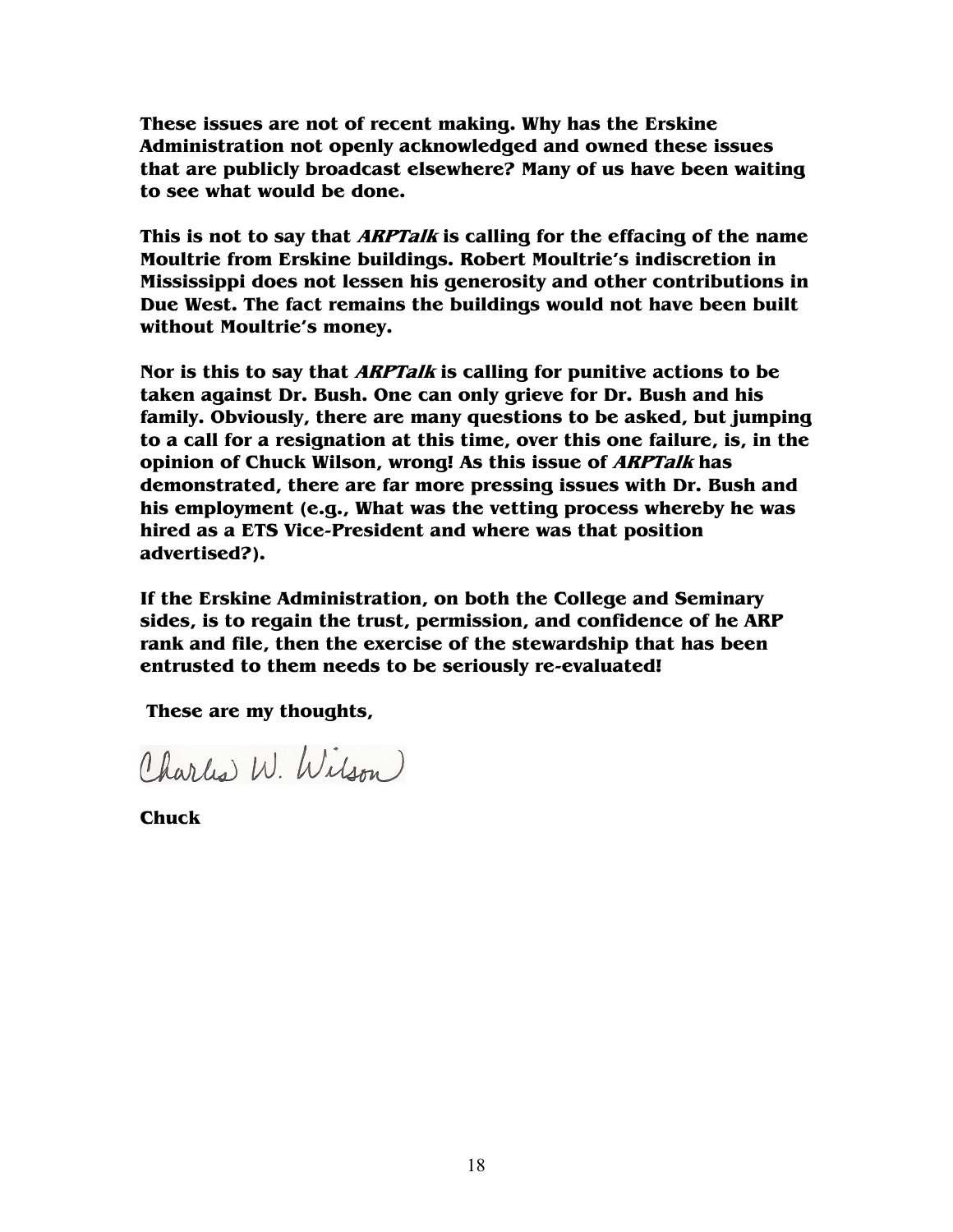**These issues are not of recent making. Why has the Erskine Administration not openly acknowledged and owned these issues that are publicly broadcast elsewhere? Many of us have been waiting to see what would be done.**

**This is not to say that *ARPTalk* is calling for the effacing of the name Moultrie from Erskine buildings. Robert Moultrie's indiscretion in Mississippi does not lessen his generosity and other contributions in Due West. The fact remains the buildings would not have been built without Moultrie's money.**

**Nor is this to say that *ARPTalk* is calling for punitive actions to be taken against Dr. Bush. One can only grieve for Dr. Bush and his family. Obviously, there are many questions to be asked, but jumping to a call for a resignation at this time, over this one failure, is, in the opinion of Chuck Wilson, wrong! As this issue of *ARPTalk* has demonstrated, there are far more pressing issues with Dr. Bush and his employment (e.g., What was the vetting process whereby he was hired as a ETS Vice-President and where was that position advertised?).**

**If the Erskine Administration, on both the College and Seminary sides, is to regain the trust, permission, and confidence of he ARP rank and file, then the exercise of the stewardship that has been entrusted to them needs to be seriously re-evaluated!**

**These are my thoughts,**

Charles W. Wilson

**Chuck**